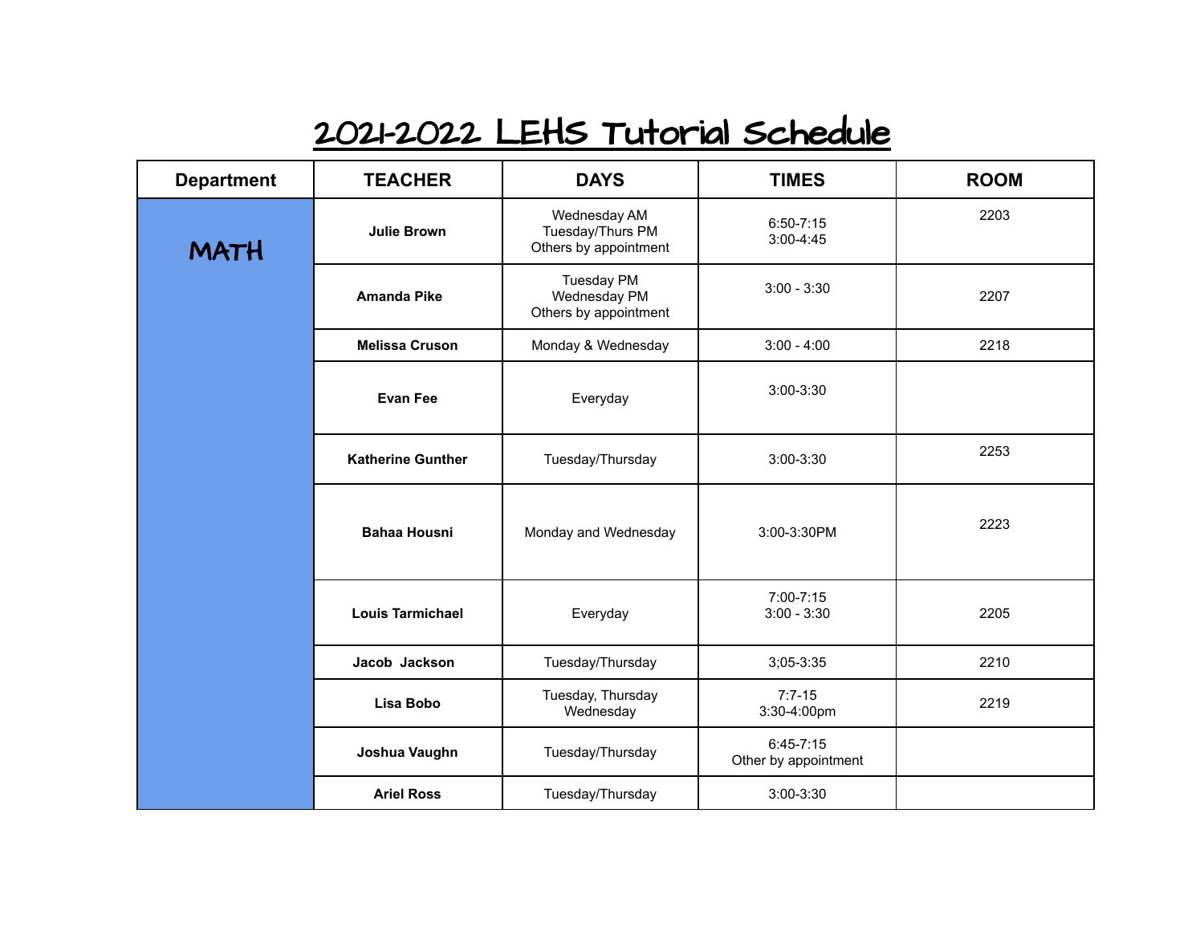# 2021-2022 LEHS Tutorial Schedule

| Department | TEACHER | DAYS | TIMES | ROOM |
|---|---|---|---|---|
| MATH | **Julie Brown** | Wednesday AM<br>Tuesday/Thurs PM<br>Others by appointment | 6:50-7:15<br>3:00-4:45 | 2203 |
| | **Amanda Pike** | Tuesday PM<br>Wednesday PM<br>Others by appointment | 3:00 - 3:30 | 2207 |
| | **Melissa Cruson** | Monday & Wednesday | 3:00 - 4:00 | 2218 |
| | **Evan Fee** | Everyday | 3:00-3:30 | |
| | **Katherine Gunther** | Tuesday/Thursday | 3:00-3:30 | 2253 |
| | **Bahaa Housni** | Monday and Wednesday | 3:00-3:30PM | 2223 |
| | **Louis Tarmichael** | Everyday | 7:00-7:15<br>3:00 - 3:30 | 2205 |
| | **Jacob Jackson** | Tuesday/Thursday | 3;05-3:35 | 2210 |
| | **Lisa Bobo** | Tuesday, Thursday<br>Wednesday | 7:7-15<br>3:30-4:00pm | 2219 |
| | **Joshua Vaughn** | Tuesday/Thursday | 6:45-7:15<br>Other by appointment | |
| | **Ariel Ross** | Tuesday/Thursday | 3:00-3:30 | |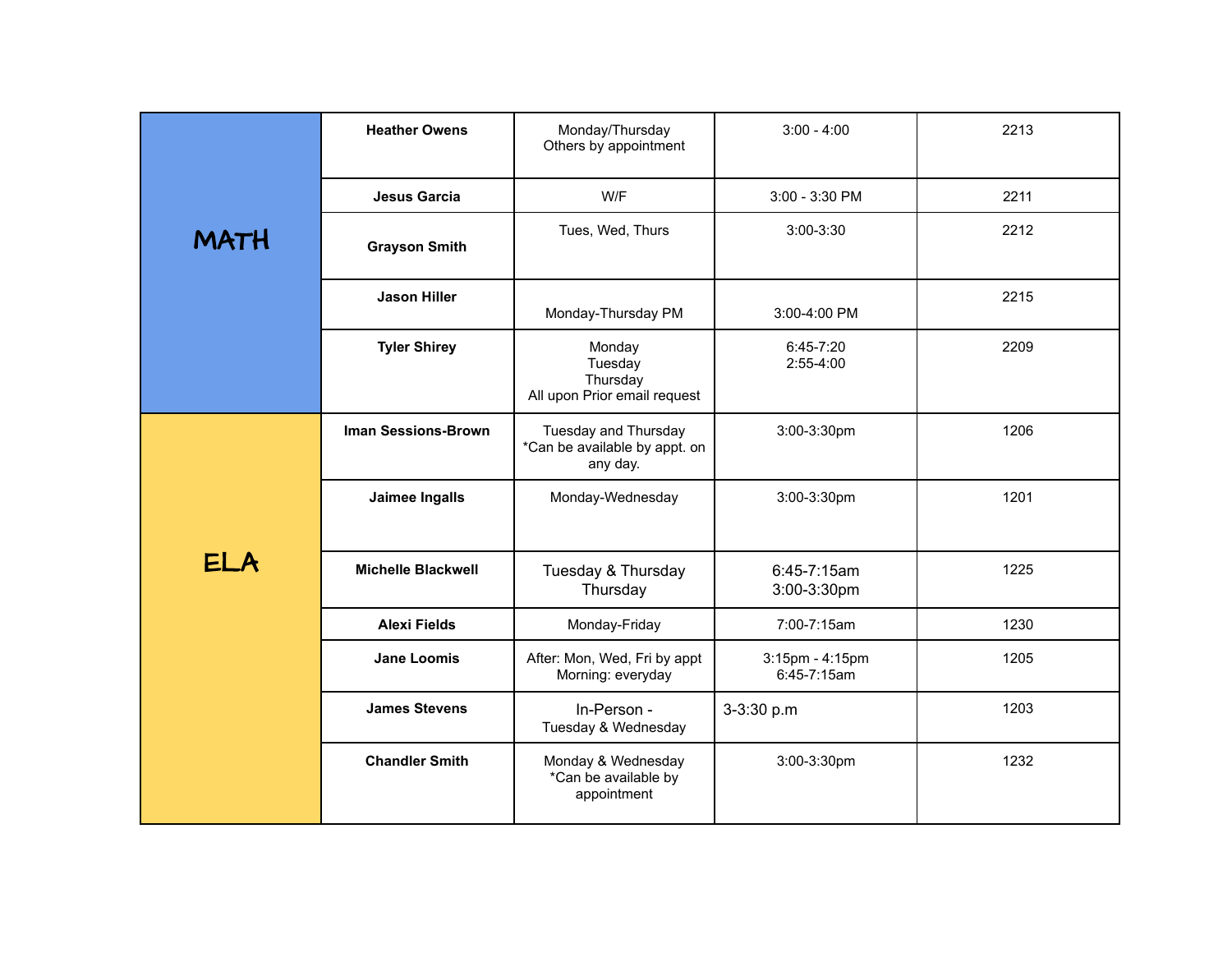| | | | | |
|---|---|---|---|---|
| **MATH** | **Heather Owens** | Monday/Thursday<br>Others by appointment | 3:00 - 4:00 | 2213 |
| | **Jesus Garcia** | W/F | 3:00 - 3:30 PM | 2211 |
| | **Grayson Smith** | Tues, Wed, Thurs | 3:00-3:30 | 2212 |
| | **Jason Hiller** | Monday-Thursday PM | 3:00-4:00 PM | 2215 |
| | **Tyler Shirey** | Monday<br>Tuesday<br>Thursday<br>All upon Prior email request | 6:45-7:20<br>2:55-4:00 | 2209 |
| **ELA** | **Iman Sessions-Brown** | Tuesday and Thursday<br>*Can be available by appt. on any day. | 3:00-3:30pm | 1206 |
| | **Jaimee Ingalls** | Monday-Wednesday | 3:00-3:30pm | 1201 |
| | **Michelle Blackwell** | Tuesday & Thursday<br>Thursday | 6:45-7:15am<br>3:00-3:30pm | 1225 |
| | **Alexi Fields** | Monday-Friday | 7:00-7:15am | 1230 |
| | **Jane Loomis** | After: Mon, Wed, Fri by appt<br>Morning: everyday | 3:15pm - 4:15pm<br>6:45-7:15am | 1205 |
| | **James Stevens** | In-Person -<br>Tuesday & Wednesday | 3-3:30 p.m | 1203 |
| | **Chandler Smith** | Monday & Wednesday<br>*Can be available by appointment | 3:00-3:30pm | 1232 |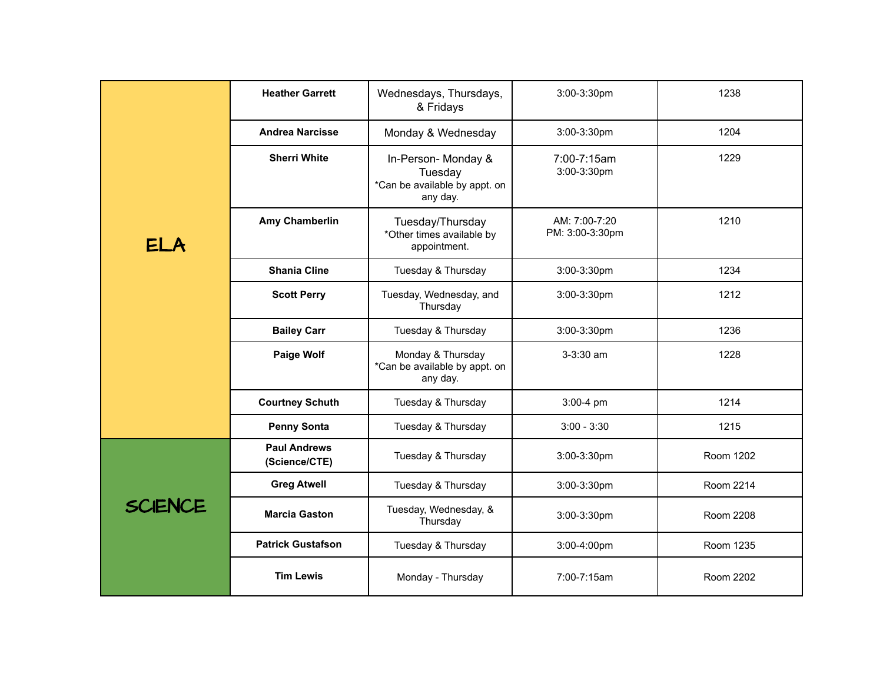| | | | | |
|---|---|---|---|---|
| ELA | **Heather Garrett** | Wednesdays, Thursdays, & Fridays | 3:00-3:30pm | 1238 |
| | **Andrea Narcisse** | Monday & Wednesday | 3:00-3:30pm | 1204 |
| | **Sherri White** | In-Person- Monday & Tuesday *Can be available by appt. on any day. | 7:00-7:15am 3:00-3:30pm | 1229 |
| | **Amy Chamberlin** | Tuesday/Thursday *Other times available by appointment. | AM: 7:00-7:20 PM: 3:00-3:30pm | 1210 |
| | **Shania Cline** | Tuesday & Thursday | 3:00-3:30pm | 1234 |
| | **Scott Perry** | Tuesday, Wednesday, and Thursday | 3:00-3:30pm | 1212 |
| | **Bailey Carr** | Tuesday & Thursday | 3:00-3:30pm | 1236 |
| | **Paige Wolf** | Monday & Thursday *Can be available by appt. on any day. | 3-3:30 am | 1228 |
| | **Courtney Schuth** | Tuesday & Thursday | 3:00-4 pm | 1214 |
| | **Penny Sonta** | Tuesday & Thursday | 3:00 - 3:30 | 1215 |
| SCIENCE | **Paul Andrews (Science/CTE)** | Tuesday & Thursday | 3:00-3:30pm | Room 1202 |
| | **Greg Atwell** | Tuesday & Thursday | 3:00-3:30pm | Room 2214 |
| | **Marcia Gaston** | Tuesday, Wednesday, & Thursday | 3:00-3:30pm | Room 2208 |
| | **Patrick Gustafson** | Tuesday & Thursday | 3:00-4:00pm | Room 1235 |
| | **Tim Lewis** | Monday - Thursday | 7:00-7:15am | Room 2202 |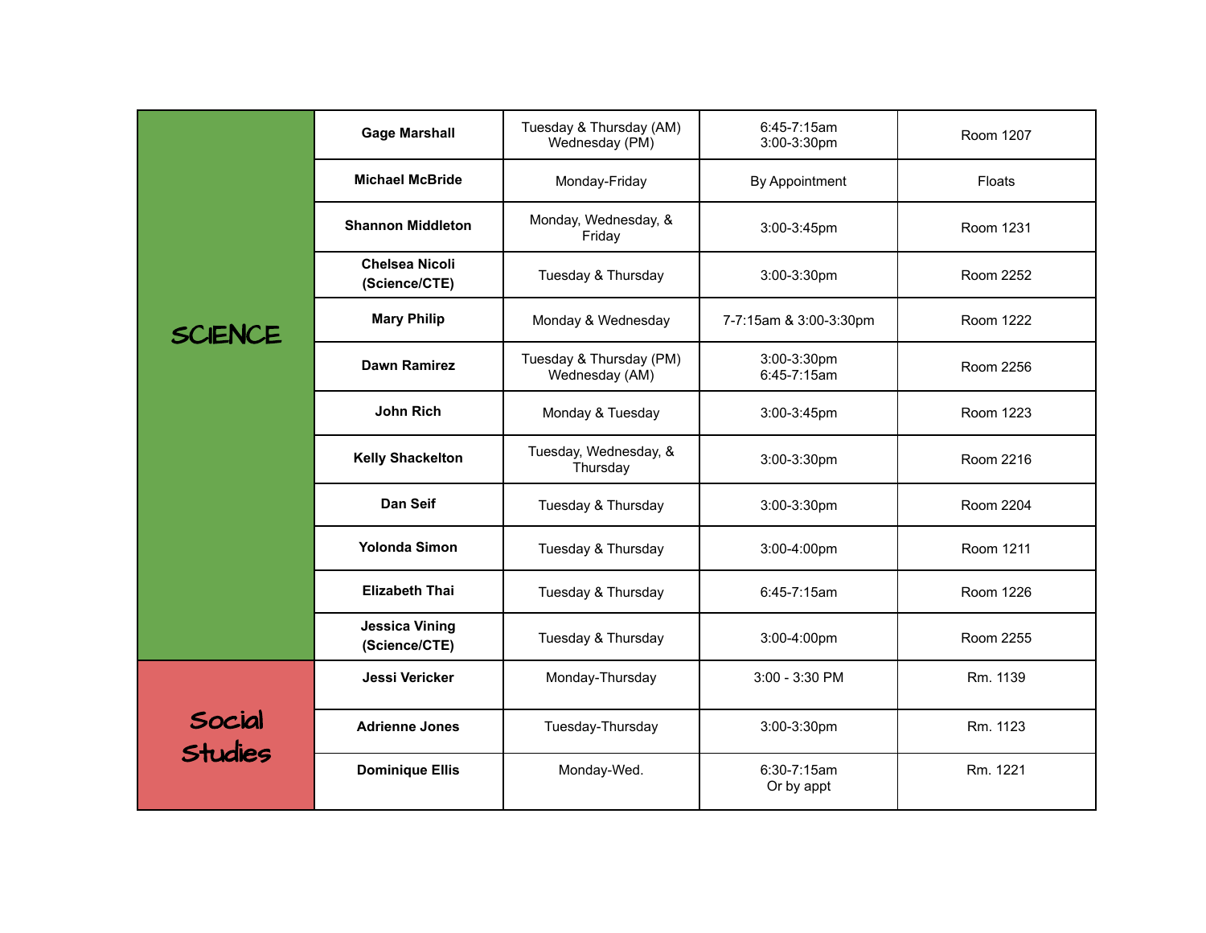| | | | | |
|---|---|---|---|---|
| SCIENCE | **Gage Marshall** | Tuesday & Thursday (AM) Wednesday (PM) | 6:45-7:15am 3:00-3:30pm | Room 1207 |
| | **Michael McBride** | Monday-Friday | By Appointment | Floats |
| | **Shannon Middleton** | Monday, Wednesday, & Friday | 3:00-3:45pm | Room 1231 |
| | **Chelsea Nicoli (Science/CTE)** | Tuesday & Thursday | 3:00-3:30pm | Room 2252 |
| | **Mary Philip** | Monday & Wednesday | 7-7:15am & 3:00-3:30pm | Room 1222 |
| | **Dawn Ramirez** | Tuesday & Thursday (PM) Wednesday (AM) | 3:00-3:30pm 6:45-7:15am | Room 2256 |
| | **John Rich** | Monday & Tuesday | 3:00-3:45pm | Room 1223 |
| | **Kelly Shackelton** | Tuesday, Wednesday, & Thursday | 3:00-3:30pm | Room 2216 |
| | **Dan Seif** | Tuesday & Thursday | 3:00-3:30pm | Room 2204 |
| | **Yolonda Simon** | Tuesday & Thursday | 3:00-4:00pm | Room 1211 |
| | **Elizabeth Thai** | Tuesday & Thursday | 6:45-7:15am | Room 1226 |
| | **Jessica Vining (Science/CTE)** | Tuesday & Thursday | 3:00-4:00pm | Room 2255 |
| Social Studies | **Jessi Vericker** | Monday-Thursday | 3:00 - 3:30 PM | Rm. 1139 |
| | **Adrienne Jones** | Tuesday-Thursday | 3:00-3:30pm | Rm. 1123 |
| | **Dominique Ellis** | Monday-Wed. | 6:30-7:15am Or by appt | Rm. 1221 |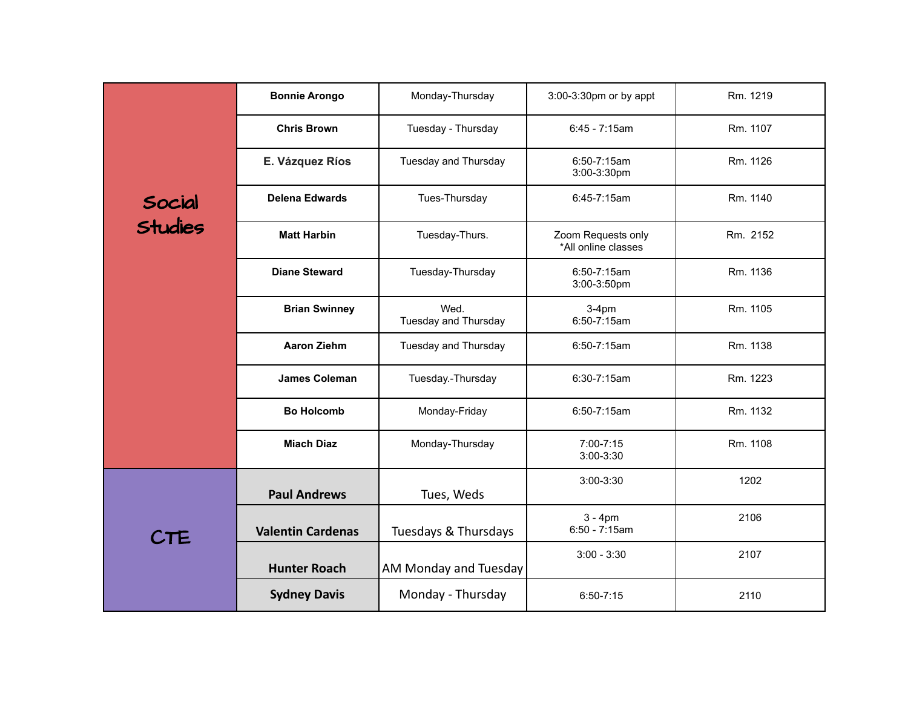| | | | | |
|---|---|---|---|---|
| Social Studies | **Bonnie Arongo** | Monday-Thursday | 3:00-3:30pm or by appt | Rm. 1219 |
| | **Chris Brown** | Tuesday - Thursday | 6:45 - 7:15am | Rm. 1107 |
| | **E. Vázquez Ríos** | Tuesday and Thursday | 6:50-7:15am<br>3:00-3:30pm | Rm. 1126 |
| | **Delena Edwards** | Tues-Thursday | 6:45-7:15am | Rm. 1140 |
| | **Matt Harbin** | Tuesday-Thurs. | Zoom Requests only<br>*All online classes | Rm. 2152 |
| | **Diane Steward** | Tuesday-Thursday | 6:50-7:15am<br>3:00-3:50pm | Rm. 1136 |
| | **Brian Swinney** | Wed.<br>Tuesday and Thursday | 3-4pm<br>6:50-7:15am | Rm. 1105 |
| | **Aaron Ziehm** | Tuesday and Thursday | 6:50-7:15am | Rm. 1138 |
| | **James Coleman** | Tuesday.-Thursday | 6:30-7:15am | Rm. 1223 |
| | **Bo Holcomb** | Monday-Friday | 6:50-7:15am | Rm. 1132 |
| | **Miach Diaz** | Monday-Thursday | 7:00-7:15<br>3:00-3:30 | Rm. 1108 |
| CTE | **Paul Andrews** | Tues, Weds | 3:00-3:30 | 1202 |
| | **Valentin Cardenas** | Tuesdays & Thursdays | 3 - 4pm<br>6:50 - 7:15am | 2106 |
| | **Hunter Roach** | AM Monday and Tuesday | 3:00 - 3:30 | 2107 |
| | **Sydney Davis** | Monday - Thursday | 6:50-7:15 | 2110 |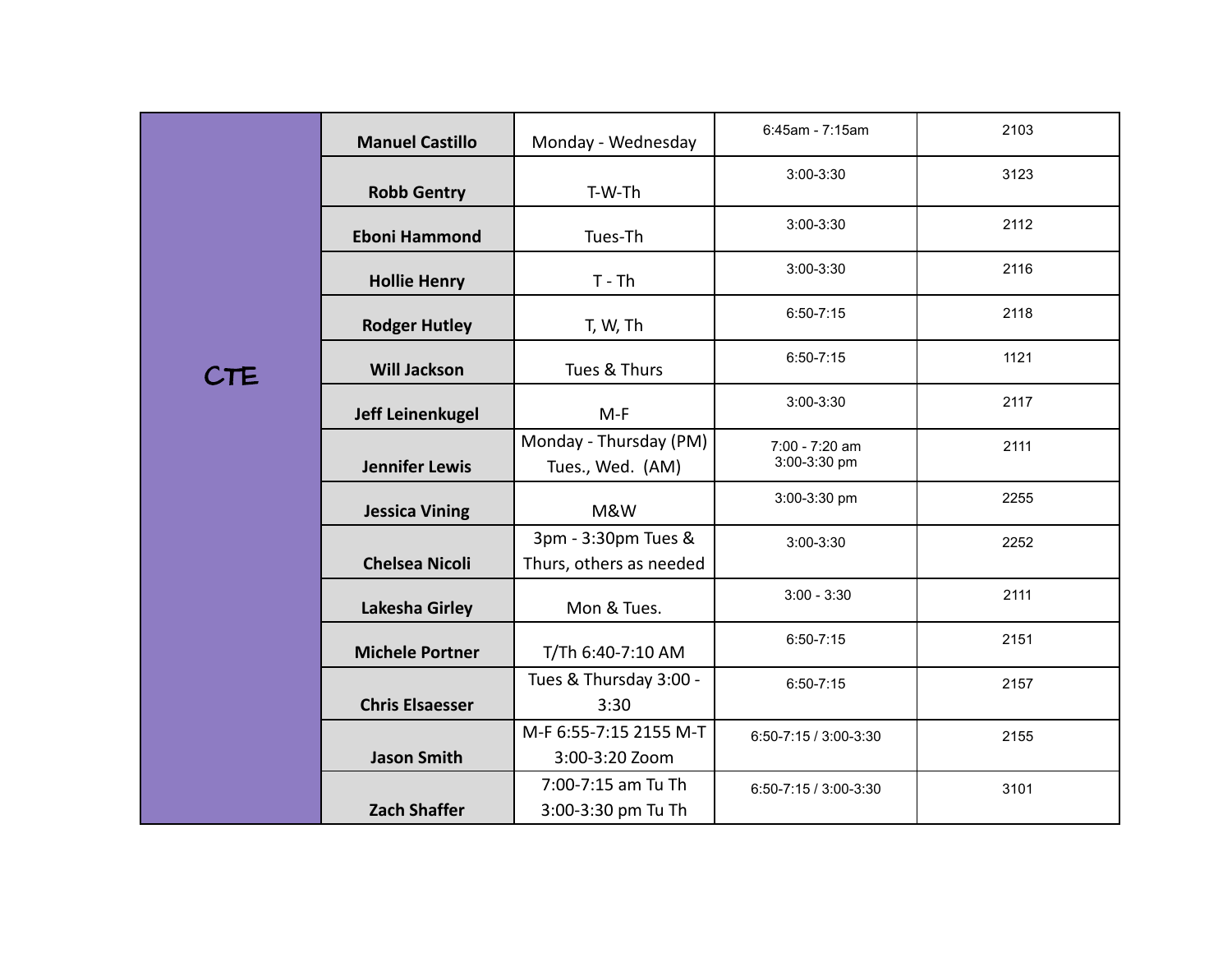| | | | | |
|---|---|---|---|---|
| CTE | **Manuel Castillo** | Monday - Wednesday | 6:45am - 7:15am | 2103 |
| | **Robb Gentry** | T-W-Th | 3:00-3:30 | 3123 |
| | **Eboni Hammond** | Tues-Th | 3:00-3:30 | 2112 |
| | **Hollie Henry** | T - Th | 3:00-3:30 | 2116 |
| | **Rodger Hutley** | T, W, Th | 6:50-7:15 | 2118 |
| | **Will Jackson** | Tues & Thurs | 6:50-7:15 | 1121 |
| | **Jeff Leinenkugel** | M-F | 3:00-3:30 | 2117 |
| | **Jennifer Lewis** | Monday - Thursday (PM) Tues., Wed. (AM) | 7:00 - 7:20 am 3:00-3:30 pm | 2111 |
| | **Jessica Vining** | M&W | 3:00-3:30 pm | 2255 |
| | **Chelsea Nicoli** | 3pm - 3:30pm Tues & Thurs, others as needed | 3:00-3:30 | 2252 |
| | **Lakesha Girley** | Mon & Tues. | 3:00 - 3:30 | 2111 |
| | **Michele Portner** | T/Th 6:40-7:10 AM | 6:50-7:15 | 2151 |
| | **Chris Elsaesser** | Tues & Thursday 3:00 - 3:30 | 6:50-7:15 | 2157 |
| | **Jason Smith** | M-F 6:55-7:15 2155 M-T 3:00-3:20 Zoom | 6:50-7:15 / 3:00-3:30 | 2155 |
| | **Zach Shaffer** | 7:00-7:15 am Tu Th 3:00-3:30 pm Tu Th | 6:50-7:15 / 3:00-3:30 | 3101 |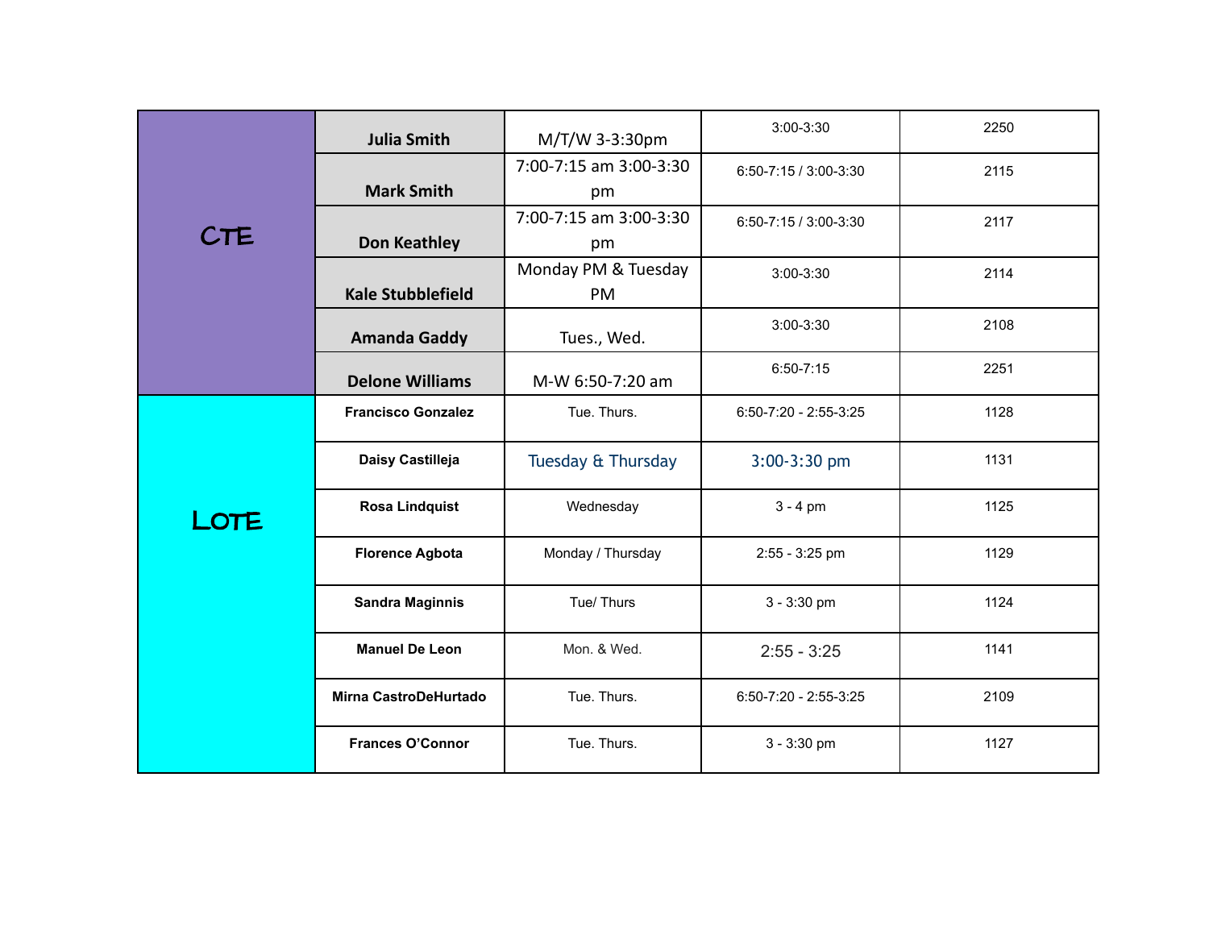| | | | | |
|---|---|---|---|---|
| CTE | Julia Smith | M/T/W 3-3:30pm | 3:00-3:30 | 2250 |
| | Mark Smith | 7:00-7:15 am 3:00-3:30 pm | 6:50-7:15 / 3:00-3:30 | 2115 |
| | Don Keathley | 7:00-7:15 am 3:00-3:30 pm | 6:50-7:15 / 3:00-3:30 | 2117 |
| | Kale Stubblefield | Monday PM & Tuesday PM | 3:00-3:30 | 2114 |
| | Amanda Gaddy | Tues., Wed. | 3:00-3:30 | 2108 |
| | Delone Williams | M-W 6:50-7:20 am | 6:50-7:15 | 2251 |
| LOTE | Francisco Gonzalez | Tue. Thurs. | 6:50-7:20 - 2:55-3:25 | 1128 |
| | Daisy Castilleja | Tuesday & Thursday | 3:00-3:30 pm | 1131 |
| | Rosa Lindquist | Wednesday | 3 - 4 pm | 1125 |
| | Florence Agbota | Monday / Thursday | 2:55 - 3:25 pm | 1129 |
| | Sandra Maginnis | Tue/ Thurs | 3 - 3:30 pm | 1124 |
| | Manuel De Leon | Mon. & Wed. | 2:55 - 3:25 | 1141 |
| | Mirna CastroDeHurtado | Tue. Thurs. | 6:50-7:20 - 2:55-3:25 | 2109 |
| | Frances O'Connor | Tue. Thurs. | 3 - 3:30 pm | 1127 |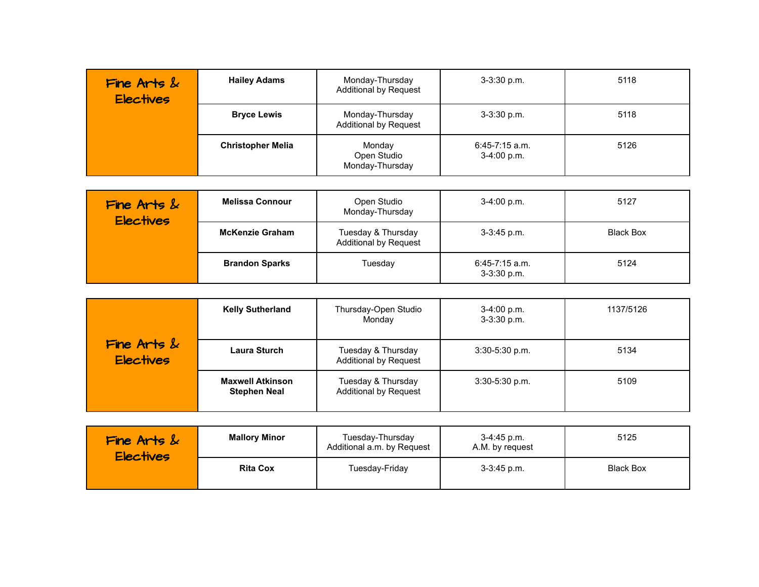| | | | | |
|---|---|---|---|---|
| Fine Arts & Electives | **Hailey Adams** | Monday-Thursday<br>Additional by Request | 3-3:30 p.m. | 5118 |
| | **Bryce Lewis** | Monday-Thursday<br>Additional by Request | 3-3:30 p.m. | 5118 |
| | **Christopher Melia** | Monday<br>Open Studio<br>Monday-Thursday | 6:45-7:15 a.m.<br>3-4:00 p.m. | 5126 |

| | | | | |
|---|---|---|---|---|
| Fine Arts & Electives | **Melissa Connour** | Open Studio<br>Monday-Thursday | 3-4:00 p.m. | 5127 |
| | **McKenzie Graham** | Tuesday & Thursday<br>Additional by Request | 3-3:45 p.m. | Black Box |
| | **Brandon Sparks** | Tuesday | 6:45-7:15 a.m.<br>3-3:30 p.m. | 5124 |

| | | | | |
|---|---|---|---|---|
| Fine Arts & Electives | **Kelly Sutherland** | Thursday-Open Studio<br>Monday | 3-4:00 p.m.<br>3-3:30 p.m. | 1137/5126 |
| | **Laura Sturch** | Tuesday & Thursday<br>Additional by Request | 3:30-5:30 p.m. | 5134 |
| | **Maxwell Atkinson**<br>**Stephen Neal** | Tuesday & Thursday<br>Additional by Request | 3:30-5:30 p.m. | 5109 |

| | | | | |
|---|---|---|---|---|
| Fine Arts & Electives | **Mallory Minor** | Tuesday-Thursday<br>Additional a.m. by Request | 3-4:45 p.m.<br>A.M. by request | 5125 |
| | **Rita Cox** | Tuesday-Friday | 3-3:45 p.m. | Black Box |